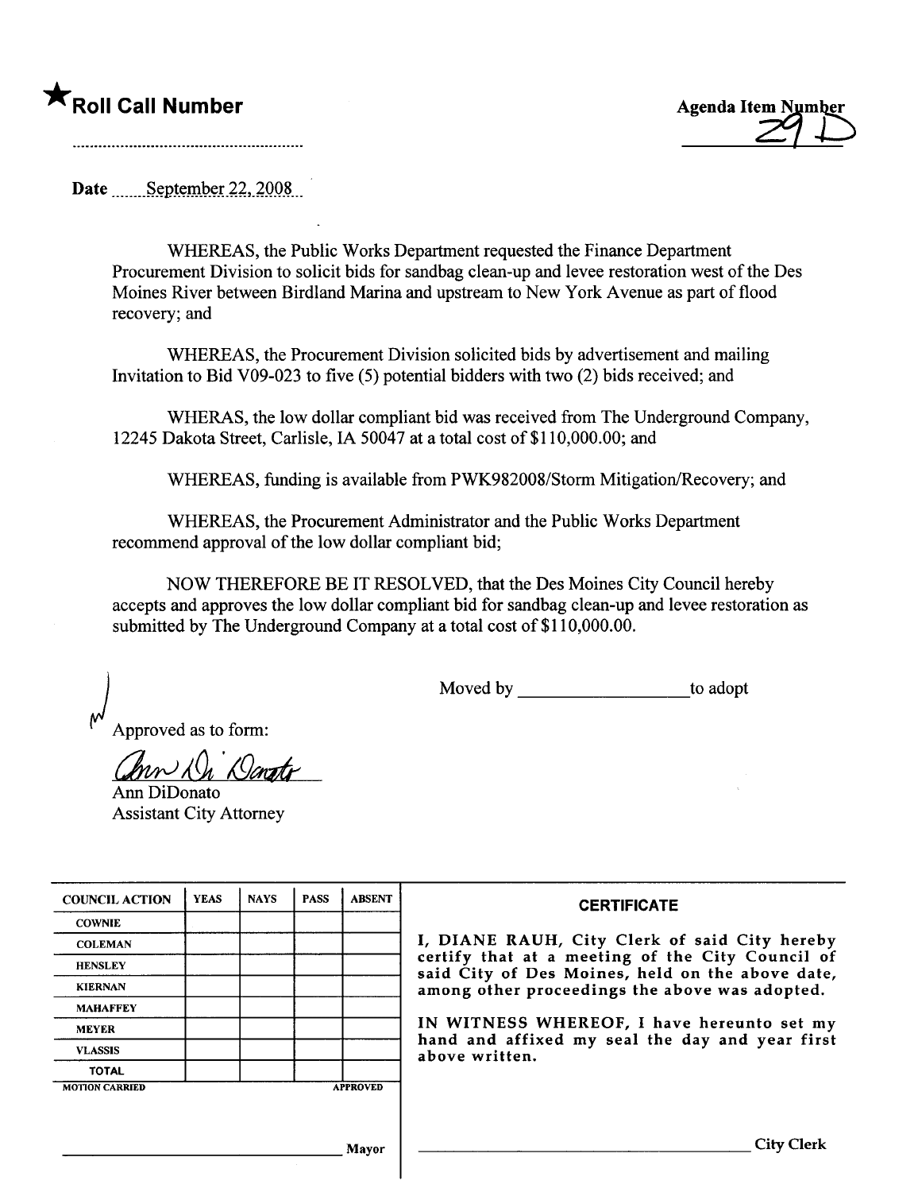★**Roll Call Number**

........................................................

**Agenda Item Number**
29 D

Date September 22, 2008

WHEREAS, the Public Works Department requested the Finance Department Procurement Division to solicit bids for sandbag clean-up and levee restoration west of the Des Moines River between Birdland Marina and upstream to New York Avenue as part of flood recovery; and

WHEREAS, the Procurement Division solicited bids by advertisement and mailing Invitation to Bid V09-023 to five (5) potential bidders with two (2) bids received; and

WHERAS, the low dollar compliant bid was received from The Underground Company, 12245 Dakota Street, Carlisle, IA 50047 at a total cost of $110,000.00; and

WHEREAS, funding is available from PWK982008/Storm Mitigation/Recovery; and

WHEREAS, the Procurement Administrator and the Public Works Department recommend approval of the low dollar compliant bid;

NOW THEREFORE BE IT RESOLVED, that the Des Moines City Council hereby accepts and approves the low dollar compliant bid for sandbag clean-up and levee restoration as submitted by The Underground Company at a total cost of $110,000.00.

Moved by ____________________ to adopt

Approved as to form:

Ann DiDonato
Assistant City Attorney

| COUNCIL ACTION | YEAS | NAYS | PASS | ABSENT |
|---|---|---|---|---|
| COWNIE | | | | |
| COLEMAN | | | | |
| HENSLEY | | | | |
| KIERNAN | | | | |
| MAHAFFEY | | | | |
| MEYER | | | | |
| VLASSIS | | | | |
| TOTAL | | | | |
| MOTION CARRIED | | | | APPROVED |

____________________ Mayor

**CERTIFICATE**

I, DIANE RAUH, City Clerk of said City hereby certify that at a meeting of the City Council of said City of Des Moines, held on the above date, among other proceedings the above was adopted.

IN WITNESS WHEREOF, I have hereunto set my hand and affixed my seal the day and year first above written.

____________________ City Clerk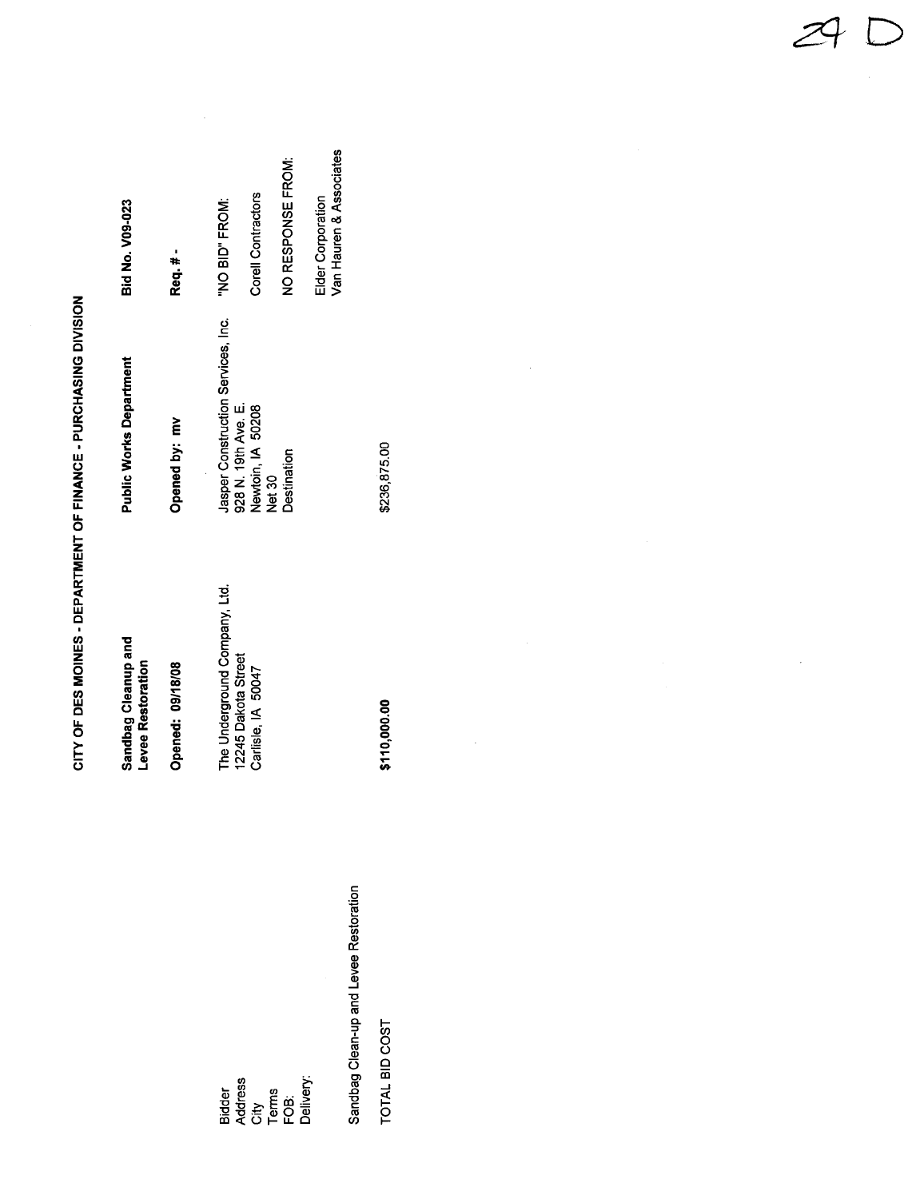24 D

# CITY OF DES MOINES - DEPARTMENT OF FINANCE - PURCHASING DIVISION

| | | | |
|---|---|---|---|
| | **Sandbag Cleanup and Levee Restoration** | **Public Works Department** | **Bid No. V09-023** |
| | **Opened: 09/18/08** | **Opened by: mv** | **Req. # -** |
| Bidder | The Underground Company, Ltd. | Jasper Construction Services, Inc. | "NO BID" FROM: |
| Address | 12245 Dakota Street | 928 N. 19th Ave. E. | Corell Contractors |
| City | Carlisle, IA 50047 | Newton, IA 50208 | |
| Terms | | Net 30 | NO RESPONSE FROM: |
| FOB: | | Destination | Elder Corporation |
| Delivery: | | | Van Hauren & Associates |
| Sandbag Clean-up and Levee Restoration | | | |
| TOTAL BID COST | **$110,000.00** | $236,875.00 | |